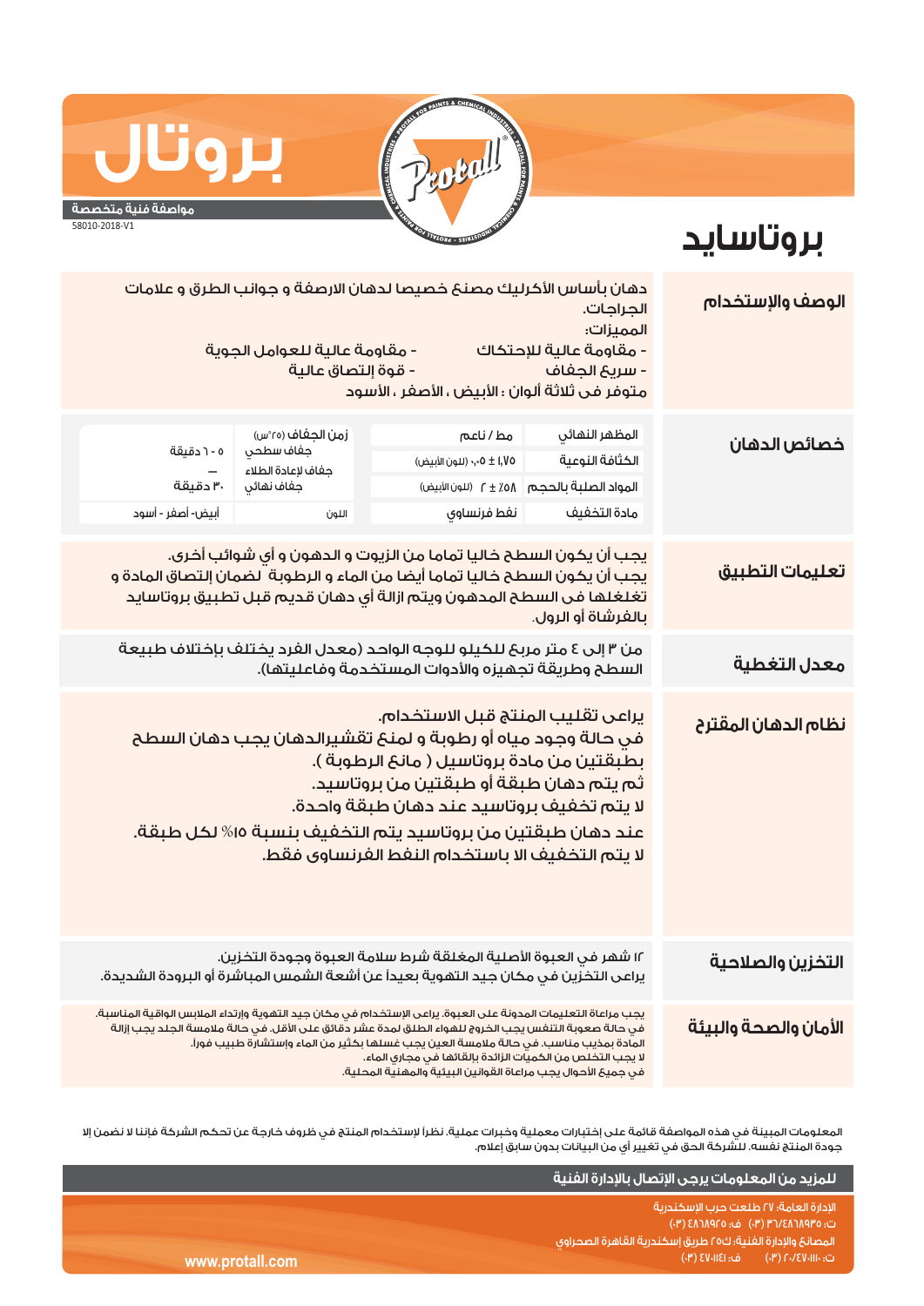# بروتال

**مواصفة فنية متخصصة**

58010-2018-V1

# بروتاسايد

## الوصف والإستخدام

دهان بأساس الأكريليك مصنع خصيصا لدهان الارصفة و جوانب الطرق و علامات الجراجات.

المميزات:

- مقاومة عالية للإحتكاك
- مقاومة عالية للعوامل الجوية
- سريع الجفاف
- قوة إلتصاق عالية

متوفر فى ثلاثة ألوان : الأبيض ، الأصفر ، الأسود

## خصائص الدهان

| | | | |
|---|---|---|---|
| المظهر النهائي | مط / ناعم | زمن الجفاف (٢٥°س) | |
| الكثافة النوعية | ١,٧٥ ± ٠,٠٥ (للون الأبيض) | جفاف سطحي | ٥ - ١٠ دقيقة |
| المواد الصلبة بالحجم | ٥٨٪ ± ٢ (للون الأبيض) | جفاف لإعادة الطلاء | — |
| | | جفاف نهائي | ٣٠ دقيقة |
| مادة التخفيف | نفط فرنساوي | اللون | أبيض- أصفر - أسود |

## تعليمات التطبيق

يجب أن يكون السطح خاليا تماما من الزيوت و الدهون و أي شوائب أخرى.
يجب أن يكون السطح خاليا تماما أيضا من الماء و الرطوبة لضمان إلتصاق المادة و تغلغلها فى السطح المدهون ويتم ازالة أي دهان قديم قبل تطبيق بروتاسايد بالفرشاة أو الرول.

## معدل التغطية

من ٣ إلى ٤ متر مربع للكيلو للوجه الواحد (معدل الفرد يختلف بإختلاف طبيعة السطح وطريقة تجهيزه والأدوات المستخدمة وفاعليتها).

## نظام الدهان المقترح

يراعى تقليب المنتج قبل الاستخدام.
في حالة وجود مياه أو رطوبة و لمنع تقشيرالدهان يجب دهان السطح بطبقتين من مادة بروتاسيل ( مانع الرطوبة ).
ثم يتم دهان طبقة أو طبقتين من بروتاسيد.
لا يتم تخفيف بروتاسيد عند دهان طبقة واحدة.
عند دهان طبقتين من بروتاسيد يتم التخفيف بنسبة ١٥٪ لكل طبقة.
لا يتم التخفيف الا باستخدام النفط الفرنساوى فقط.

## التخزين والصلاحية

١٢ شهر في العبوة الأصلية المغلقة شرط سلامة العبوة وجودة التخزين.
يراعى التخزين في مكان جيد التهوية بعيداً عن أشعة الشمس المباشرة أو البرودة الشديدة.

## الأمان والصحة والبيئة

يجب مراعاة التعليمات المدونة على العبوة. يراعى الإستخدام في مكان جيد التهوية وإرتداء الملابس الواقية المناسبة.
في حالة صعوبة التنفس يجب الخروج للهواء الطلق لمدة عشر دقائق على الأقل. في حالة ملامسة الجلد يجب إزالة المادة بمذيب مناسب. في حالة ملامسة العين يجب غسلها بكثير من الماء وإستشارة طبيب فورا.
لا يجب التخلص من الكميات الزائدة بإلقائها في مجاري الماء.
في جميع الأحوال يجب مراعاة القوانين البيئية والمهنية المحلية.

المعلومات المبينة في هذه المواصفة قائمة على إختبارات معملية وخبرات عملية. نظراً لإستخدام المنتج في ظروف خارجة عن تحكم الشركة فإننا لا نضمن إلا جودة المنتج نفسه. للشركة الحق في تغيير أي من البيانات بدون سابق إعلام.

**للمزيد من المعلومات يرجى الإتصال بالإدارة الفنية**

الإدارة العامة: ٢٧ طلعت حرب الإسكندرية
ت: ٤٨٦٨٩٣٥/٣٦ (٠٣) ف: ٤٨٦٨٩٢٥ (٠٣)
المصانع والإدارة الفنية: ك٢٥ طريق إسكندرية القاهرة الصحراوي
ت: ٤٧٠١١١٠/٢٠ (٠٣) ف: ٤٧٠١١٤١ (٠٣)

www.protall.com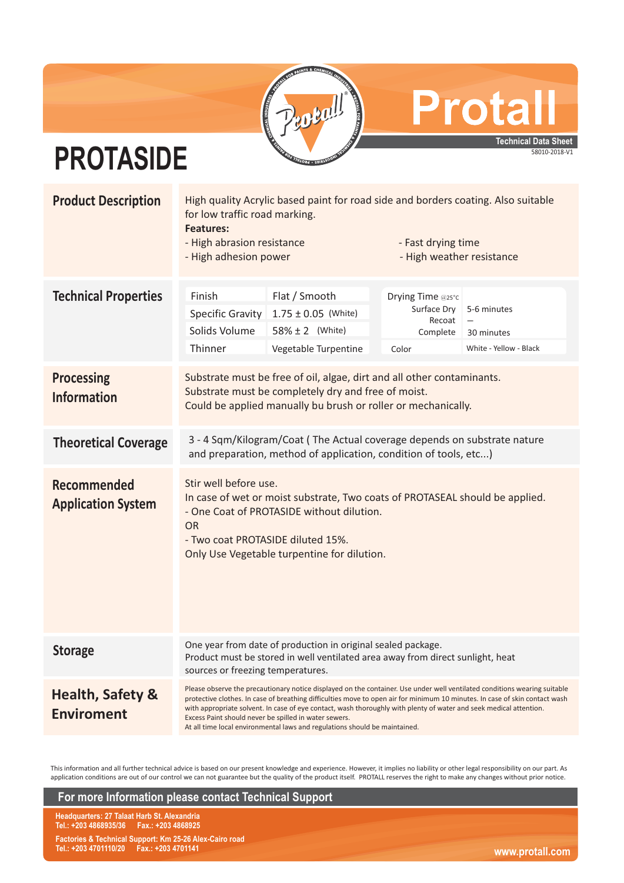Protall

Technical Data Sheet

58010-2018-V1

# PROTASIDE

## Product Description

High quality Acrylic based paint for road side and borders coating. Also suitable for low traffic road marking.

**Features:**

- High abrasion resistance
- High adhesion power
- Fast drying time
- High weather resistance

## Technical Properties

| | | | |
|---|---|---|---|
| Finish | Flat / Smooth | Drying Time @25°C | |
| Specific Gravity | 1.75 ± 0.05 (White) | Surface Dry | 5-6 minutes |
| Solids Volume | 58% ± 2 (White) | Recoat | — |
| | | Complete | 30 minutes |
| Thinner | Vegetable Turpentine | Color | White - Yellow - Black |

## Processing Information

Substrate must be free of oil, algae, dirt and all other contaminants.
Substrate must be completely dry and free of moist.
Could be applied manually bu brush or roller or mechanically.

## Theoretical Coverage

3 - 4 Sqm/Kilogram/Coat ( The Actual coverage depends on substrate nature and preparation, method of application, condition of tools, etc...)

## Recommended Application System

Stir well before use.
In case of wet or moist substrate, Two coats of PROTASEAL should be applied.
- One Coat of PROTASIDE without dilution.
OR
- Two coat PROTASIDE diluted 15%.
Only Use Vegetable turpentine for dilution.

## Storage

One year from date of production in original sealed package.
Product must be stored in well ventilated area away from direct sunlight, heat sources or freezing temperatures.

## Health, Safety & Enviroment

Please observe the precautionary notice displayed on the container. Use under well ventilated conditions wearing suitable protective clothes. In case of breathing difficulties move to open air for minimum 10 minutes. In case of skin contact wash with appropriate solvent. In case of eye contact, wash thoroughly with plenty of water and seek medical attention.
Excess Paint should never be spilled in water sewers.
At all time local environmental laws and regulations should be maintained.

This information and all further technical advice is based on our present knowledge and experience. However, it implies no liability or other legal responsibility on our part. As application conditions are out of our control we can not guarantee but the quality of the product itself. PROTALL reserves the right to make any changes without prior notice.

**For more Information please contact Technical Support**

**Headquarters: 27 Talaat Harb St. Alexandria**
**Tel.: +203 4868935/36 Fax.: +203 4868925**

**Factories & Technical Support: Km 25-26 Alex-Cairo road**
**Tel.: +203 4701110/20 Fax.: +203 4701141**

**www.protall.com**